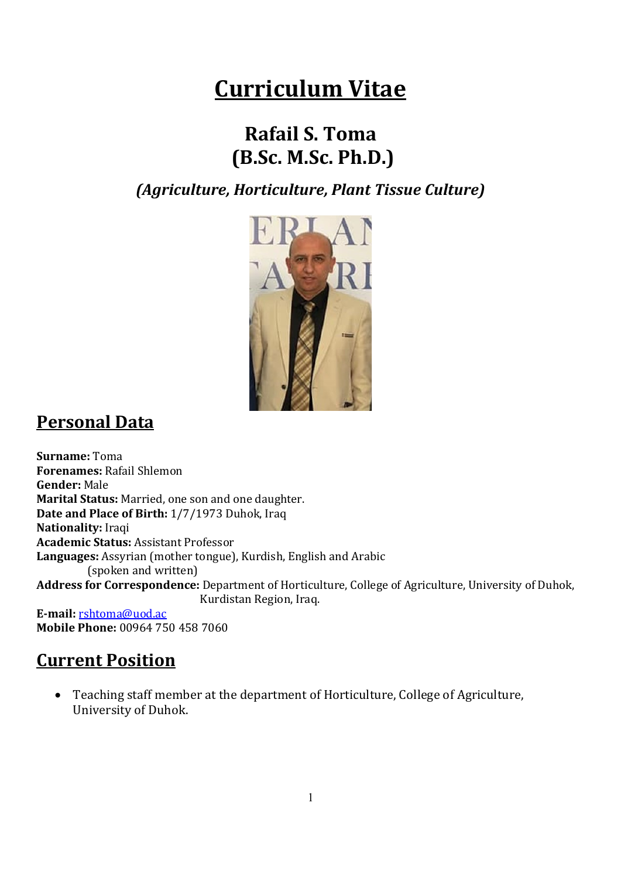# Curriculum Vitae

## Rafail S. Toma
## (B.Sc. M.Sc. Ph.D.)

### *(Agriculture, Horticulture, Plant Tissue Culture)*

## Personal Data

**Surname:** Toma
**Forenames:** Rafail Shlemon
**Gender:** Male
**Marital Status:** Married, one son and one daughter.
**Date and Place of Birth:** 1/7/1973 Duhok, Iraq
**Nationality:** Iraqi
**Academic Status:** Assistant Professor
**Languages:** Assyrian (mother tongue), Kurdish, English and Arabic (spoken and written)
**Address for Correspondence:** Department of Horticulture, College of Agriculture, University of Duhok, Kurdistan Region, Iraq.
**E-mail:** rshtoma@uod.ac
**Mobile Phone:** 00964 750 458 7060

## Current Position

- Teaching staff member at the department of Horticulture, College of Agriculture, University of Duhok.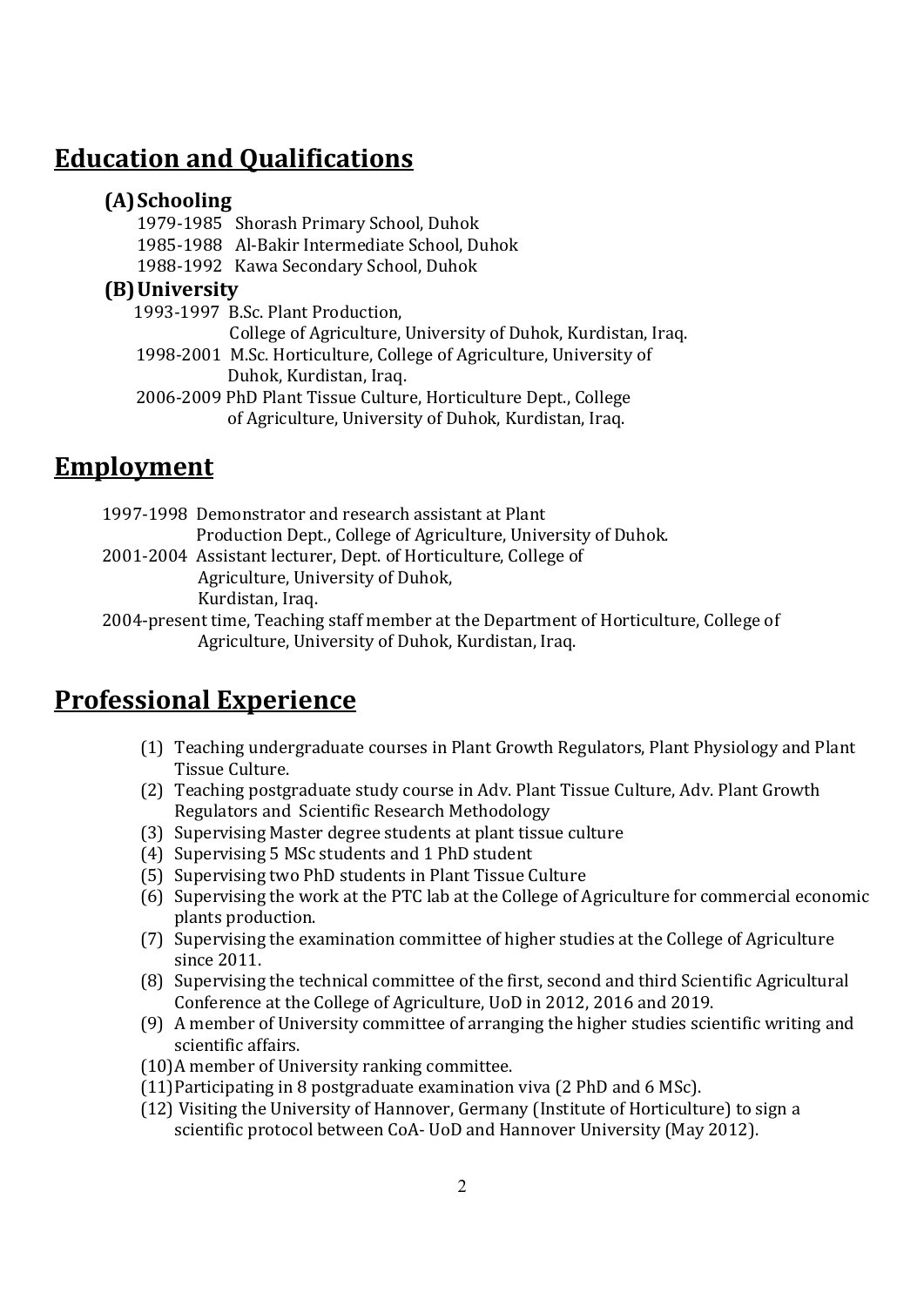## Education and Qualifications

### (A) Schooling

1979-1985 Shorash Primary School, Duhok
1985-1988 Al-Bakir Intermediate School, Duhok
1988-1992 Kawa Secondary School, Duhok

### (B) University

1993-1997 B.Sc. Plant Production,
College of Agriculture, University of Duhok, Kurdistan, Iraq.
1998-2001 M.Sc. Horticulture, College of Agriculture, University of Duhok, Kurdistan, Iraq.
2006-2009 PhD Plant Tissue Culture, Horticulture Dept., College of Agriculture, University of Duhok, Kurdistan, Iraq.

## Employment

1997-1998 Demonstrator and research assistant at Plant Production Dept., College of Agriculture, University of Duhok.
2001-2004 Assistant lecturer, Dept. of Horticulture, College of Agriculture, University of Duhok, Kurdistan, Iraq.
2004-present time, Teaching staff member at the Department of Horticulture, College of Agriculture, University of Duhok, Kurdistan, Iraq.

## Professional Experience

(1) Teaching undergraduate courses in Plant Growth Regulators, Plant Physiology and Plant Tissue Culture.
(2) Teaching postgraduate study course in Adv. Plant Tissue Culture, Adv. Plant Growth Regulators and Scientific Research Methodology
(3) Supervising Master degree students at plant tissue culture
(4) Supervising 5 MSc students and 1 PhD student
(5) Supervising two PhD students in Plant Tissue Culture
(6) Supervising the work at the PTC lab at the College of Agriculture for commercial economic plants production.
(7) Supervising the examination committee of higher studies at the College of Agriculture since 2011.
(8) Supervising the technical committee of the first, second and third Scientific Agricultural Conference at the College of Agriculture, UoD in 2012, 2016 and 2019.
(9) A member of University committee of arranging the higher studies scientific writing and scientific affairs.
(10) A member of University ranking committee.
(11) Participating in 8 postgraduate examination viva (2 PhD and 6 MSc).
(12) Visiting the University of Hannover, Germany (Institute of Horticulture) to sign a scientific protocol between CoA- UoD and Hannover University (May 2012).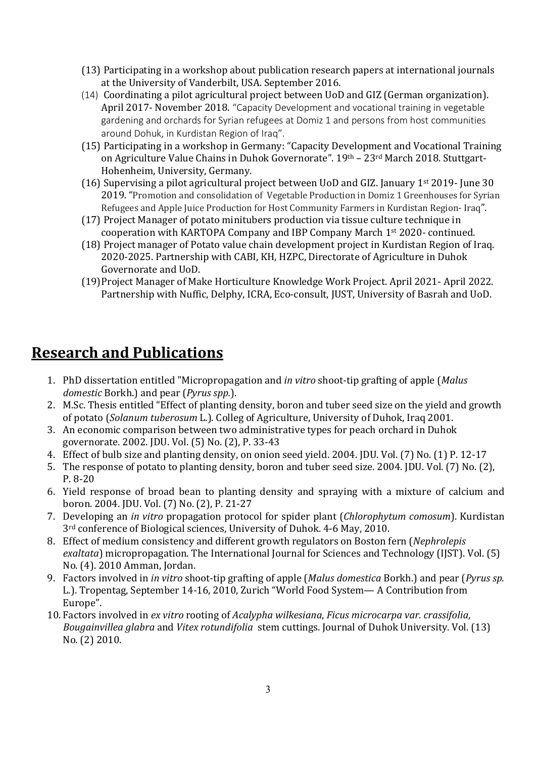(13) Participating in a workshop about publication research papers at international journals at the University of Vanderbilt, USA. September 2016.

(14) Coordinating a pilot agricultural project between UoD and GIZ (German organization). April 2017- November 2018. “Capacity Development and vocational training in vegetable gardening and orchards for Syrian refugees at Domiz 1 and persons from host communities around Dohuk, in Kurdistan Region of Iraq”.

(15) Participating in a workshop in Germany: “Capacity Development and Vocational Training on Agriculture Value Chains in Duhok Governorate”. 19th – 23rd March 2018. Stuttgart-Hohenheim, University, Germany.

(16) Supervising a pilot agricultural project between UoD and GIZ. January 1st 2019- June 30 2019. “Promotion and consolidation of Vegetable Production in Domiz 1 Greenhouses for Syrian Refugees and Apple Juice Production for Host Community Farmers in Kurdistan Region- Iraq”.

(17) Project Manager of potato minitubers production via tissue culture technique in cooperation with KARTOPA Company and IBP Company March 1st 2020- continued.

(18) Project manager of Potato value chain development project in Kurdistan Region of Iraq. 2020-2025. Partnership with CABI, KH, HZPC, Directorate of Agriculture in Duhok Governorate and UoD.

(19) Project Manager of Make Horticulture Knowledge Work Project. April 2021- April 2022. Partnership with Nuffic, Delphy, ICRA, Eco-consult, JUST, University of Basrah and UoD.

## Research and Publications

1. PhD dissertation entitled "Micropropagation and *in vitro* shoot-tip grafting of apple (*Malus domestic* Borkh.) and pear (*Pyrus spp.*).
2. M.Sc. Thesis entitled “Effect of planting density, boron and tuber seed size on the yield and growth of potato (*Solanum tuberosum* L.). Colleg of Agriculture, University of Duhok, Iraq 2001.
3. An economic comparison between two administrative types for peach orchard in Duhok governorate. 2002. JDU. Vol. (5) No. (2), P. 33-43
4. Effect of bulb size and planting density, on onion seed yield. 2004. JDU. Vol. (7) No. (1) P. 12-17
5. The response of potato to planting density, boron and tuber seed size. 2004. JDU. Vol. (7) No. (2), P. 8-20
6. Yield response of broad bean to planting density and spraying with a mixture of calcium and boron. 2004. JDU. Vol. (7) No. (2), P. 21-27
7. Developing an *in vitro* propagation protocol for spider plant (*Chlorophytum comosum*). Kurdistan 3rd conference of Biological sciences, University of Duhok. 4-6 May, 2010.
8. Effect of medium consistency and different growth regulators on Boston fern (*Nephrolepis exaltata*) micropropagation. The International Journal for Sciences and Technology (IJST). Vol. (5) No. (4). 2010 Amman, Jordan.
9. Factors involved in *in vitro* shoot-tip grafting of apple (*Malus domestica* Borkh.) and pear (*Pyrus sp.* L.). Tropentag, September 14-16, 2010, Zurich “World Food System— A Contribution from Europe”.
10. Factors involved in *ex vitro* rooting of *Acalypha wilkesiana*, *Ficus microcarpa var. crassifolia*, *Bougainvillea glabra* and *Vitex rotundifolia* stem cuttings. Journal of Duhok University. Vol. (13) No. (2) 2010.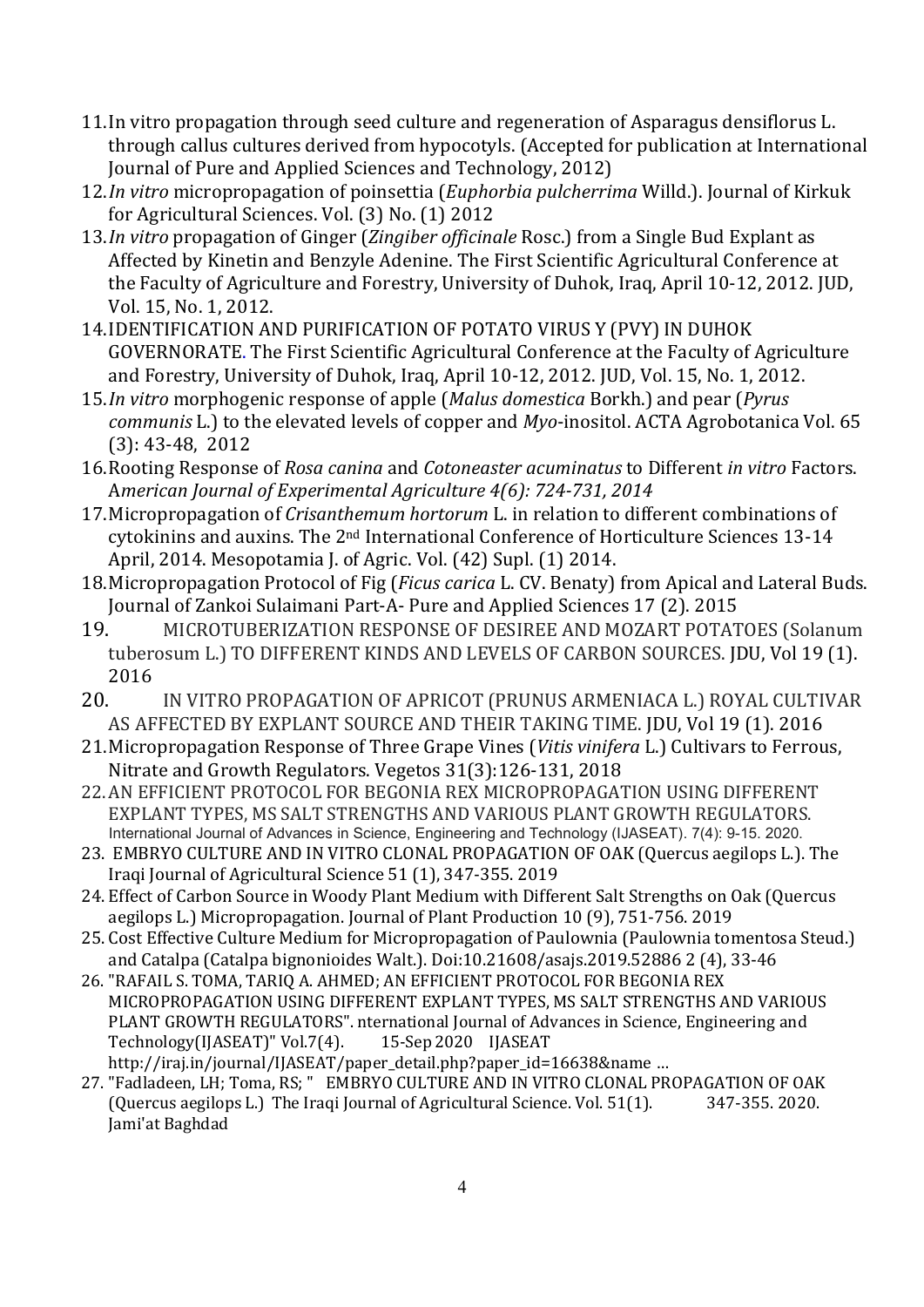11. In vitro propagation through seed culture and regeneration of Asparagus densiflorus L. through callus cultures derived from hypocotyls. (Accepted for publication at International Journal of Pure and Applied Sciences and Technology, 2012)
12. *In vitro* micropropagation of poinsettia (*Euphorbia pulcherrima* Willd.). Journal of Kirkuk for Agricultural Sciences. Vol. (3) No. (1) 2012
13. *In vitro* propagation of Ginger (*Zingiber officinale* Rosc.) from a Single Bud Explant as Affected by Kinetin and Benzyle Adenine. The First Scientific Agricultural Conference at the Faculty of Agriculture and Forestry, University of Duhok, Iraq, April 10-12, 2012. JUD, Vol. 15, No. 1, 2012.
14. IDENTIFICATION AND PURIFICATION OF POTATO VIRUS Y (PVY) IN DUHOK GOVERNORATE. The First Scientific Agricultural Conference at the Faculty of Agriculture and Forestry, University of Duhok, Iraq, April 10-12, 2012. JUD, Vol. 15, No. 1, 2012.
15. *In vitro* morphogenic response of apple (*Malus domestica* Borkh.) and pear (*Pyrus communis* L.) to the elevated levels of copper and *Myo*-inositol. ACTA Agrobotanica Vol. 65 (3): 43-48, 2012
16. Rooting Response of *Rosa canina* and *Cotoneaster acuminatus* to Different *in vitro* Factors. A*merican Journal of Experimental Agriculture 4(6): 724-731, 2014*
17. Micropropagation of *Crisanthemum hortorum* L. in relation to different combinations of cytokinins and auxins. The 2nd International Conference of Horticulture Sciences 13-14 April, 2014. Mesopotamia J. of Agric. Vol. (42) Supl. (1) 2014.
18. Micropropagation Protocol of Fig (*Ficus carica* L. CV. Benaty) from Apical and Lateral Buds. Journal of Zankoi Sulaimani Part-A- Pure and Applied Sciences 17 (2). 2015
19. MICROTUBERIZATION RESPONSE OF DESIREE AND MOZART POTATOES (Solanum tuberosum L.) TO DIFFERENT KINDS AND LEVELS OF CARBON SOURCES. JDU, Vol 19 (1). 2016
20. IN VITRO PROPAGATION OF APRICOT (PRUNUS ARMENIACA L.) ROYAL CULTIVAR AS AFFECTED BY EXPLANT SOURCE AND THEIR TAKING TIME. JDU, Vol 19 (1). 2016
21. Micropropagation Response of Three Grape Vines (*Vitis vinifera* L.) Cultivars to Ferrous, Nitrate and Growth Regulators. Vegetos 31(3):126-131, 2018
22. AN EFFICIENT PROTOCOL FOR BEGONIA REX MICROPROPAGATION USING DIFFERENT EXPLANT TYPES, MS SALT STRENGTHS AND VARIOUS PLANT GROWTH REGULATORS. International Journal of Advances in Science, Engineering and Technology (IJASEAT). 7(4): 9-15. 2020.
23. EMBRYO CULTURE AND IN VITRO CLONAL PROPAGATION OF OAK (Quercus aegilops L.). The Iraqi Journal of Agricultural Science 51 (1), 347-355. 2019
24. Effect of Carbon Source in Woody Plant Medium with Different Salt Strengths on Oak (Quercus aegilops L.) Micropropagation. Journal of Plant Production 10 (9), 751-756. 2019
25. Cost Effective Culture Medium for Micropropagation of Paulownia (Paulownia tomentosa Steud.) and Catalpa (Catalpa bignonioides Walt.). Doi:10.21608/asajs.2019.52886 2 (4), 33-46
26. "RAFAIL S. TOMA, TARIQ A. AHMED; AN EFFICIENT PROTOCOL FOR BEGONIA REX MICROPROPAGATION USING DIFFERENT EXPLANT TYPES, MS SALT STRENGTHS AND VARIOUS PLANT GROWTH REGULATORS". nternational Journal of Advances in Science, Engineering and Technology(IJASEAT)" Vol.7(4). 15-Sep 2020 IJASEAT http://iraj.in/journal/IJASEAT/paper_detail.php?paper_id=16638&name …
27. "Fadladeen, LH; Toma, RS; " EMBRYO CULTURE AND IN VITRO CLONAL PROPAGATION OF OAK (Quercus aegilops L.) The Iraqi Journal of Agricultural Science. Vol. 51(1). 347-355. 2020. Jami'at Baghdad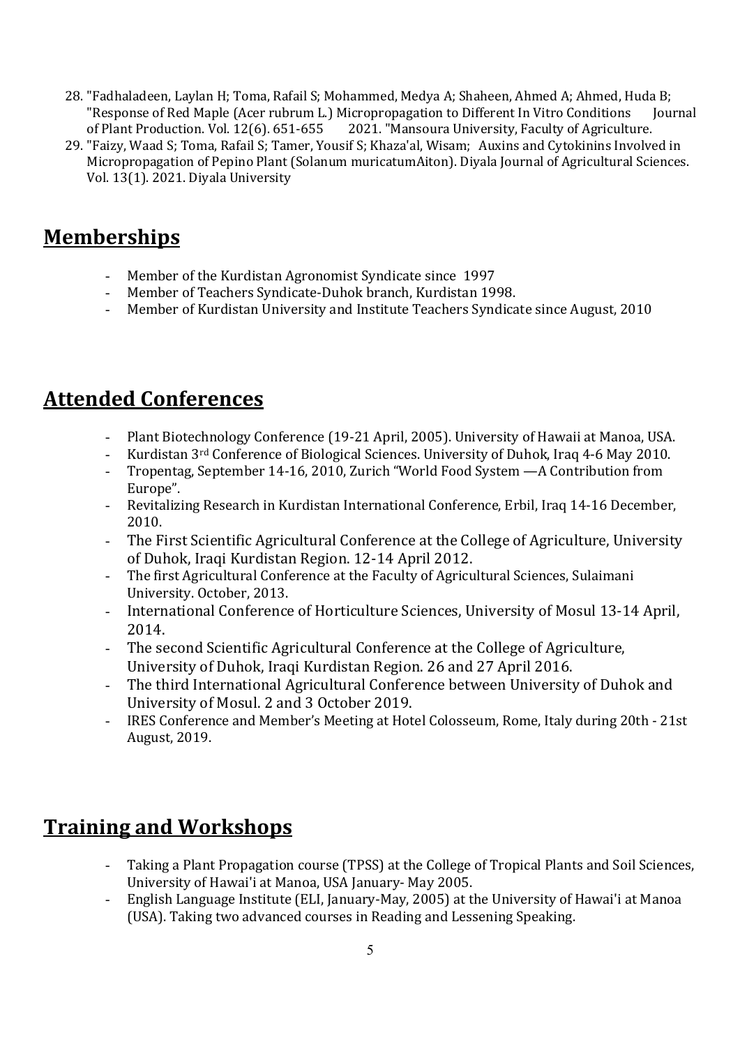28. "Fadhaladeen, Laylan H; Toma, Rafail S; Mohammed, Medya A; Shaheen, Ahmed A; Ahmed, Huda B; "Response of Red Maple (Acer rubrum L.) Micropropagation to Different In Vitro Conditions Journal of Plant Production. Vol. 12(6). 651-655 2021. "Mansoura University, Faculty of Agriculture.
29. "Faizy, Waad S; Toma, Rafail S; Tamer, Yousif S; Khaza'al, Wisam; Auxins and Cytokinins Involved in Micropropagation of Pepino Plant (Solanum muricatumAiton). Diyala Journal of Agricultural Sciences. Vol. 13(1). 2021. Diyala University

## Memberships

- Member of the Kurdistan Agronomist Syndicate since 1997
- Member of Teachers Syndicate-Duhok branch, Kurdistan 1998.
- Member of Kurdistan University and Institute Teachers Syndicate since August, 2010

## Attended Conferences

- Plant Biotechnology Conference (19-21 April, 2005). University of Hawaii at Manoa, USA.
- Kurdistan 3rd Conference of Biological Sciences. University of Duhok, Iraq 4-6 May 2010.
- Tropentag, September 14-16, 2010, Zurich "World Food System —A Contribution from Europe".
- Revitalizing Research in Kurdistan International Conference, Erbil, Iraq 14-16 December, 2010.
- The First Scientific Agricultural Conference at the College of Agriculture, University of Duhok, Iraqi Kurdistan Region. 12-14 April 2012.
- The first Agricultural Conference at the Faculty of Agricultural Sciences, Sulaimani University. October, 2013.
- International Conference of Horticulture Sciences, University of Mosul 13-14 April, 2014.
- The second Scientific Agricultural Conference at the College of Agriculture, University of Duhok, Iraqi Kurdistan Region. 26 and 27 April 2016.
- The third International Agricultural Conference between University of Duhok and University of Mosul. 2 and 3 October 2019.
- IRES Conference and Member's Meeting at Hotel Colosseum, Rome, Italy during 20th - 21st August, 2019.

## Training and Workshops

- Taking a Plant Propagation course (TPSS) at the College of Tropical Plants and Soil Sciences, University of Hawai'i at Manoa, USA January- May 2005.
- English Language Institute (ELI, January-May, 2005) at the University of Hawai'i at Manoa (USA). Taking two advanced courses in Reading and Lessening Speaking.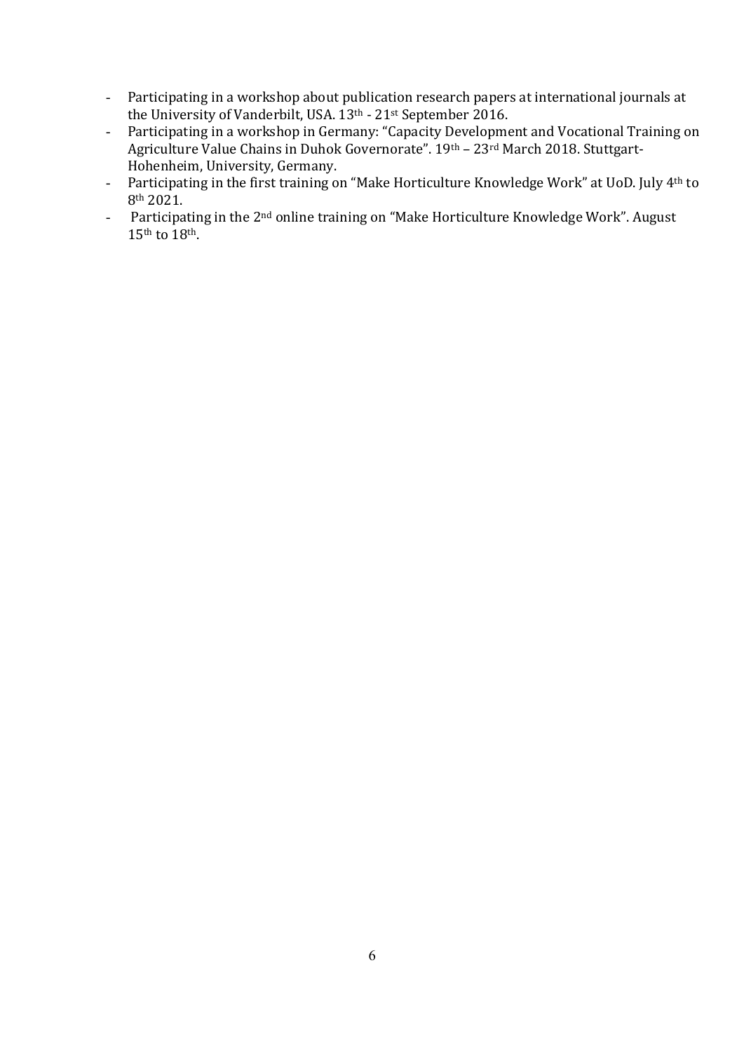- Participating in a workshop about publication research papers at international journals at the University of Vanderbilt, USA. 13th - 21st September 2016.
- Participating in a workshop in Germany: "Capacity Development and Vocational Training on Agriculture Value Chains in Duhok Governorate". 19th – 23rd March 2018. Stuttgart-Hohenheim, University, Germany.
- Participating in the first training on "Make Horticulture Knowledge Work" at UoD. July 4th to 8th 2021.
- Participating in the 2nd online training on "Make Horticulture Knowledge Work". August 15th to 18th.